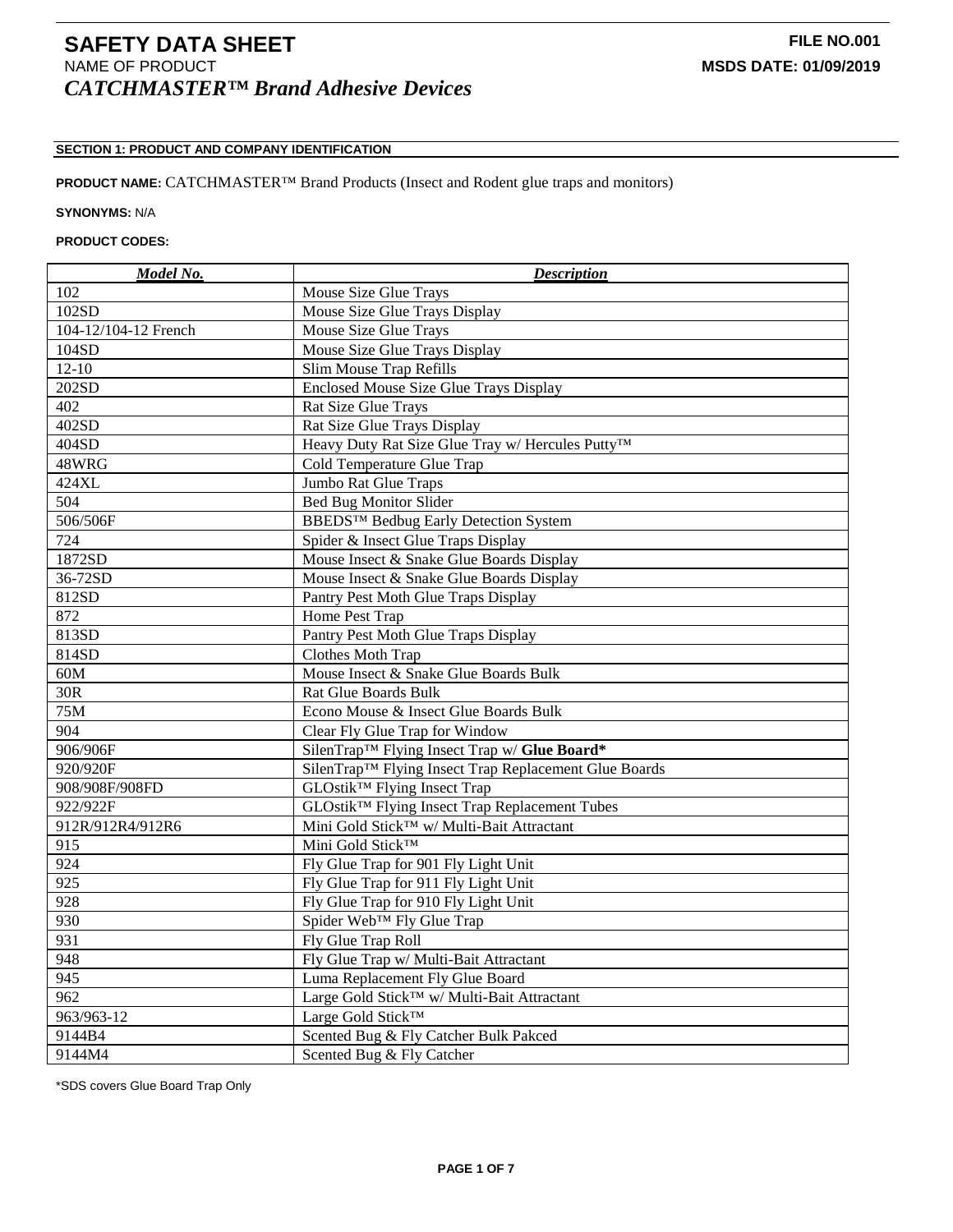# SAFETY DATA SHEET

**FILE NO.001**

NAME OF PRODUCT

**MSDS DATE: 01/09/2019**

***CATCHMASTER™ Brand Adhesive Devices***

## SECTION 1: PRODUCT AND COMPANY IDENTIFICATION

**PRODUCT NAME:** CATCHMASTER™ Brand Products (Insect and Rodent glue traps and monitors)

**SYNONYMS:** N/A

**PRODUCT CODES:**

| *Model No.* | *Description* |
|---|---|
| 102 | Mouse Size Glue Trays |
| 102SD | Mouse Size Glue Trays Display |
| 104-12/104-12 French | Mouse Size Glue Trays |
| 104SD | Mouse Size Glue Trays Display |
| 12-10 | Slim Mouse Trap Refills |
| 202SD | Enclosed Mouse Size Glue Trays Display |
| 402 | Rat Size Glue Trays |
| 402SD | Rat Size Glue Trays Display |
| 404SD | Heavy Duty Rat Size Glue Tray w/ Hercules Putty™ |
| 48WRG | Cold Temperature Glue Trap |
| 424XL | Jumbo Rat Glue Traps |
| 504 | Bed Bug Monitor Slider |
| 506/506F | BBEDS™ Bedbug Early Detection System |
| 724 | Spider & Insect Glue Traps Display |
| 1872SD | Mouse Insect & Snake Glue Boards Display |
| 36-72SD | Mouse Insect & Snake Glue Boards Display |
| 812SD | Pantry Pest Moth Glue Traps Display |
| 872 | Home Pest Trap |
| 813SD | Pantry Pest Moth Glue Traps Display |
| 814SD | Clothes Moth Trap |
| 60M | Mouse Insect & Snake Glue Boards Bulk |
| 30R | Rat Glue Boards Bulk |
| 75M | Econo Mouse & Insect Glue Boards Bulk |
| 904 | Clear Fly Glue Trap for Window |
| 906/906F | SilenTrap™ Flying Insect Trap w/ **Glue Board*** |
| 920/920F | SilenTrap™ Flying Insect Trap Replacement Glue Boards |
| 908/908F/908FD | GLOstik™ Flying Insect Trap |
| 922/922F | GLOstik™ Flying Insect Trap Replacement Tubes |
| 912R/912R4/912R6 | Mini Gold Stick™ w/ Multi-Bait Attractant |
| 915 | Mini Gold Stick™ |
| 924 | Fly Glue Trap for 901 Fly Light Unit |
| 925 | Fly Glue Trap for 911 Fly Light Unit |
| 928 | Fly Glue Trap for 910 Fly Light Unit |
| 930 | Spider Web™ Fly Glue Trap |
| 931 | Fly Glue Trap Roll |
| 948 | Fly Glue Trap w/ Multi-Bait Attractant |
| 945 | Luma Replacement Fly Glue Board |
| 962 | Large Gold Stick™ w/ Multi-Bait Attractant |
| 963/963-12 | Large Gold Stick™ |
| 9144B4 | Scented Bug & Fly Catcher Bulk Pakced |
| 9144M4 | Scented Bug & Fly Catcher |

*SDS covers Glue Board Trap Only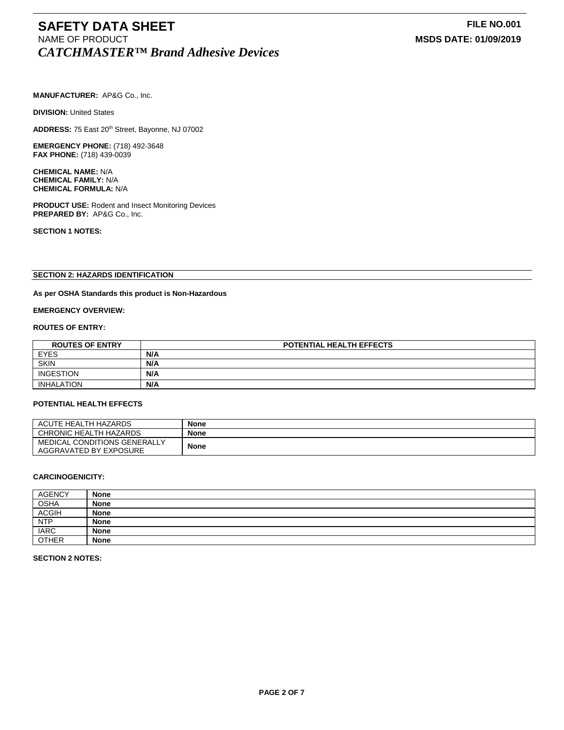# SAFETY DATA SHEET

**FILE NO.001**

NAME OF PRODUCT

**MSDS DATE: 01/09/2019**

***CATCHMASTER™ Brand Adhesive Devices***

**MANUFACTURER:** AP&G Co., Inc.

**DIVISION:** United States

**ADDRESS:** 75 East 20th Street, Bayonne, NJ 07002

**EMERGENCY PHONE:** (718) 492-3648
**FAX PHONE:** (718) 439-0039

**CHEMICAL NAME:** N/A
**CHEMICAL FAMILY:** N/A
**CHEMICAL FORMULA:** N/A

**PRODUCT USE:** Rodent and Insect Monitoring Devices
**PREPARED BY:** AP&G Co., Inc.

**SECTION 1 NOTES:**

## SECTION 2: HAZARDS IDENTIFICATION

**As per OSHA Standards this product is Non-Hazardous**

**EMERGENCY OVERVIEW:**

**ROUTES OF ENTRY:**

| ROUTES OF ENTRY | POTENTIAL HEALTH EFFECTS |
|---|---|
| EYES | **N/A** |
| SKIN | **N/A** |
| INGESTION | **N/A** |
| INHALATION | **N/A** |

**POTENTIAL HEALTH EFFECTS**

| | |
|---|---|
| ACUTE HEALTH HAZARDS | **None** |
| CHRONIC HEALTH HAZARDS | **None** |
| MEDICAL CONDITIONS GENERALLY AGGRAVATED BY EXPOSURE | **None** |

**CARCINOGENICITY:**

| AGENCY | **None** |
|---|---|
| OSHA | **None** |
| ACGIH | **None** |
| NTP | **None** |
| IARC | **None** |
| OTHER | **None** |

**SECTION 2 NOTES:**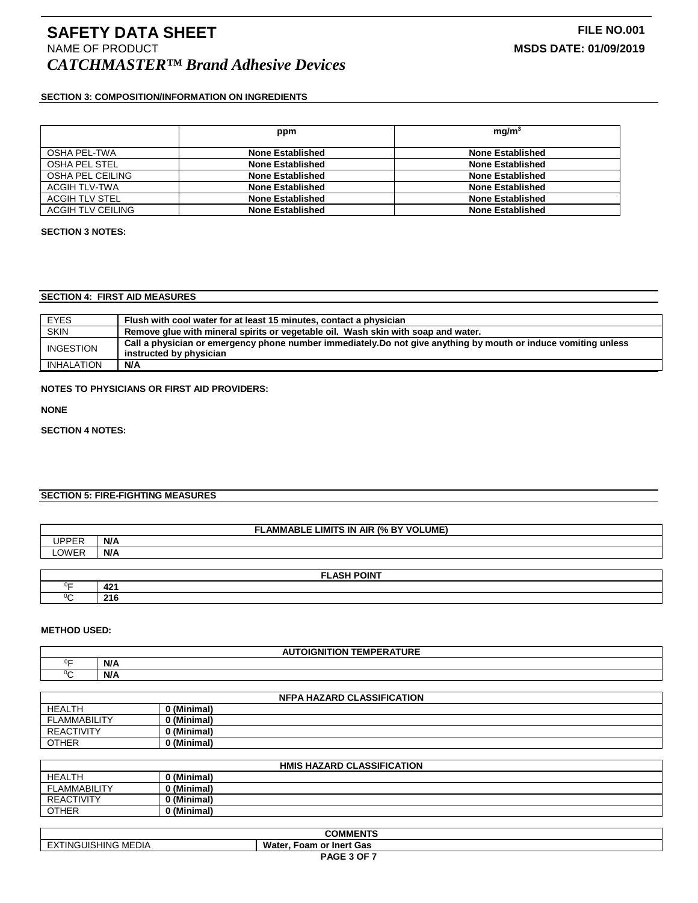# SAFETY DATA SHEET

**FILE NO.001**

NAME OF PRODUCT

**MSDS DATE: 01/09/2019**

***CATCHMASTER™ Brand Adhesive Devices***

## SECTION 3: COMPOSITION/INFORMATION ON INGREDIENTS

| | ppm | $mg/m^3$ |
|---|---|---|
| OSHA PEL-TWA | **None Established** | **None Established** |
| OSHA PEL STEL | **None Established** | **None Established** |
| OSHA PEL CEILING | **None Established** | **None Established** |
| ACGIH TLV-TWA | **None Established** | **None Established** |
| ACGIH TLV STEL | **None Established** | **None Established** |
| ACGIH TLV CEILING | **None Established** | **None Established** |

**SECTION 3 NOTES:**

## SECTION 4: FIRST AID MEASURES

| | |
|---|---|
| EYES | **Flush with cool water for at least 15 minutes, contact a physician** |
| SKIN | **Remove glue with mineral spirits or vegetable oil. Wash skin with soap and water.** |
| INGESTION | **Call a physician or emergency phone number immediately.Do not give anything by mouth or induce vomiting unless instructed by physician** |
| INHALATION | **N/A** |

**NOTES TO PHYSICIANS OR FIRST AID PROVIDERS:**

**NONE**

**SECTION 4 NOTES:**

## SECTION 5: FIRE-FIGHTING MEASURES

| FLAMMABLE LIMITS IN AIR (% BY VOLUME) | |
|---|---|
| UPPER | **N/A** |
| LOWER | **N/A** |

| FLASH POINT | |
|---|---|
| $^0F$ | **421** |
| $^0C$ | **216** |

**METHOD USED:**

| AUTOIGNITION TEMPERATURE | |
|---|---|
| $^0F$ | **N/A** |
| $^0C$ | **N/A** |

| NFPA HAZARD CLASSIFICATION | |
|---|---|
| HEALTH | **0 (Minimal)** |
| FLAMMABILITY | **0 (Minimal)** |
| REACTIVITY | **0 (Minimal)** |
| OTHER | **0 (Minimal)** |

| HMIS HAZARD CLASSIFICATION | |
|---|---|
| HEALTH | **0 (Minimal)** |
| FLAMMABILITY | **0 (Minimal)** |
| REACTIVITY | **0 (Minimal)** |
| OTHER | **0 (Minimal)** |

| COMMENTS | |
|---|---|
| EXTINGUISHING MEDIA | **Water, Foam or Inert Gas** |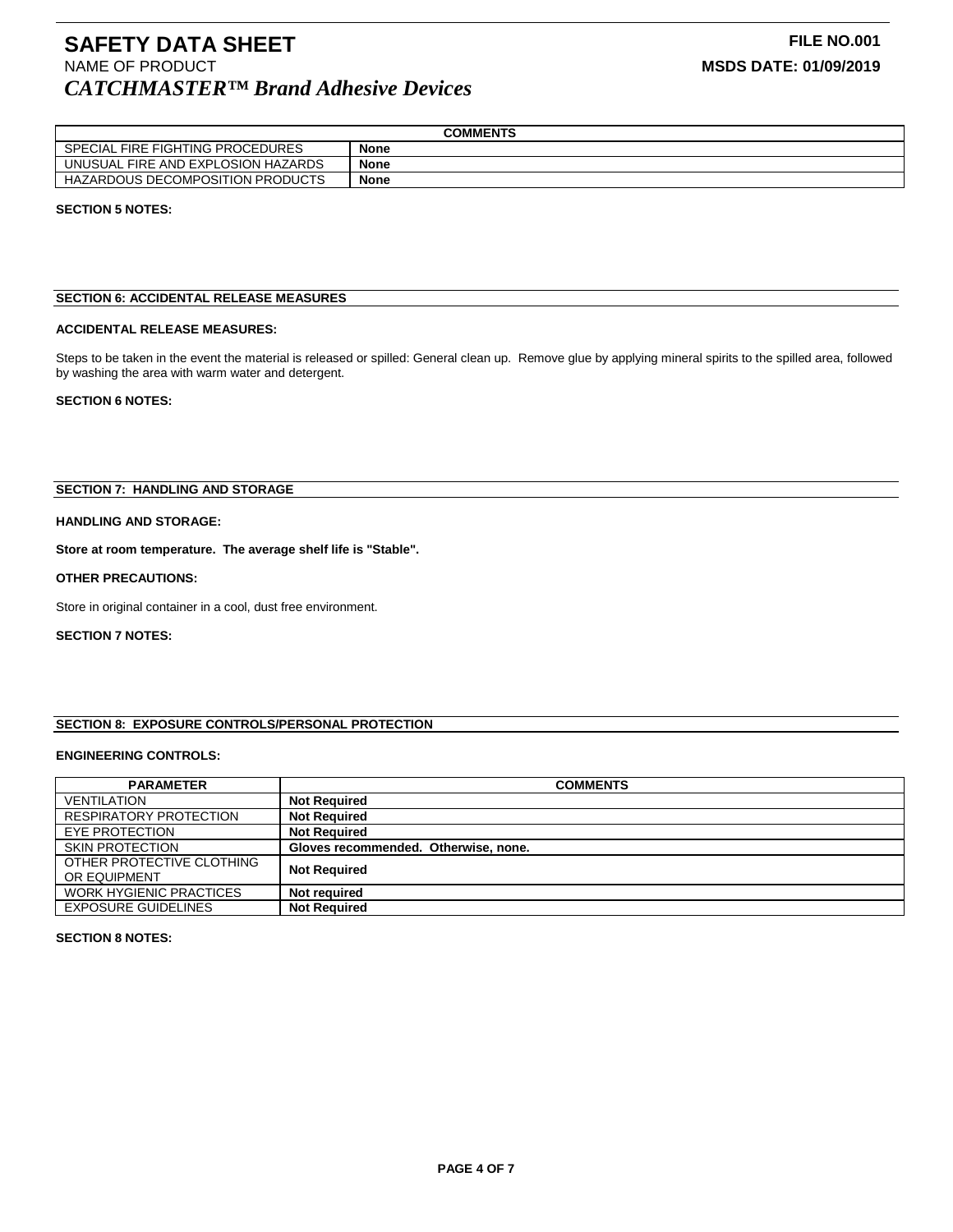| | COMMENTS |
|---|---|
| SPECIAL FIRE FIGHTING PROCEDURES | **None** |
| UNUSUAL FIRE AND EXPLOSION HAZARDS | **None** |
| HAZARDOUS DECOMPOSITION PRODUCTS | **None** |

**SECTION 5 NOTES:**

## SECTION 6: ACCIDENTAL RELEASE MEASURES

**ACCIDENTAL RELEASE MEASURES:**

Steps to be taken in the event the material is released or spilled: General clean up. Remove glue by applying mineral spirits to the spilled area, followed by washing the area with warm water and detergent.

**SECTION 6 NOTES:**

## SECTION 7: HANDLING AND STORAGE

**HANDLING AND STORAGE:**

**Store at room temperature. The average shelf life is "Stable".**

**OTHER PRECAUTIONS:**

Store in original container in a cool, dust free environment.

**SECTION 7 NOTES:**

## SECTION 8: EXPOSURE CONTROLS/PERSONAL PROTECTION

**ENGINEERING CONTROLS:**

| PARAMETER | COMMENTS |
|---|---|
| VENTILATION | **Not Required** |
| RESPIRATORY PROTECTION | **Not Required** |
| EYE PROTECTION | **Not Required** |
| SKIN PROTECTION | **Gloves recommended. Otherwise, none.** |
| OTHER PROTECTIVE CLOTHING OR EQUIPMENT | **Not Required** |
| WORK HYGIENIC PRACTICES | **Not required** |
| EXPOSURE GUIDELINES | **Not Required** |

**SECTION 8 NOTES:**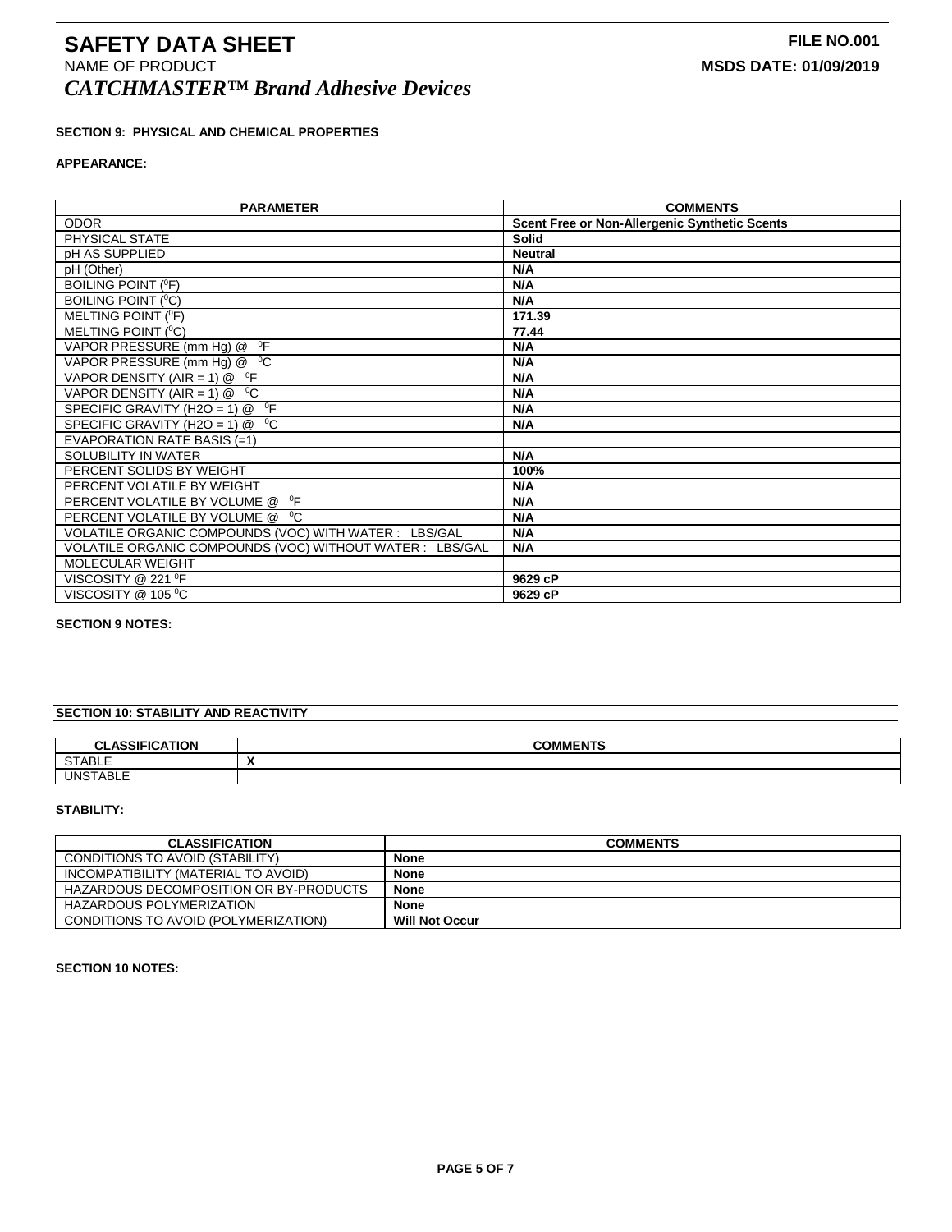# SAFETY DATA SHEET

**FILE NO.001**

NAME OF PRODUCT

**MSDS DATE: 01/09/2019**

***CATCHMASTER™ Brand Adhesive Devices***

## SECTION 9: PHYSICAL AND CHEMICAL PROPERTIES

**APPEARANCE:**

| PARAMETER | COMMENTS |
|---|---|
| ODOR | **Scent Free or Non-Allergenic Synthetic Scents** |
| PHYSICAL STATE | **Solid** |
| pH AS SUPPLIED | **Neutral** |
| pH (Other) | **N/A** |
| BOILING POINT ($^0$F) | **N/A** |
| BOILING POINT ($^0$C) | **N/A** |
| MELTING POINT ($^0$F) | **171.39** |
| MELTING POINT ($^0$C) | **77.44** |
| VAPOR PRESSURE (mm Hg) @ $^0$F | **N/A** |
| VAPOR PRESSURE (mm Hg) @ $^0$C | **N/A** |
| VAPOR DENSITY (AIR = 1) @ $^0$F | **N/A** |
| VAPOR DENSITY (AIR = 1) @ $^0$C | **N/A** |
| SPECIFIC GRAVITY (H2O = 1) @ $^0$F | **N/A** |
| SPECIFIC GRAVITY (H2O = 1) @ $^0$C | **N/A** |
| EVAPORATION RATE BASIS (=1) | |
| SOLUBILITY IN WATER | **N/A** |
| PERCENT SOLIDS BY WEIGHT | **100%** |
| PERCENT VOLATILE BY WEIGHT | **N/A** |
| PERCENT VOLATILE BY VOLUME @ $^0$F | **N/A** |
| PERCENT VOLATILE BY VOLUME @ $^0$C | **N/A** |
| VOLATILE ORGANIC COMPOUNDS (VOC) WITH WATER : LBS/GAL | **N/A** |
| VOLATILE ORGANIC COMPOUNDS (VOC) WITHOUT WATER : LBS/GAL | **N/A** |
| MOLECULAR WEIGHT | |
| VISCOSITY @ 221 $^0$F | **9629 cP** |
| VISCOSITY @ 105 $^0$C | **9629 cP** |

**SECTION 9 NOTES:**

## SECTION 10: STABILITY AND REACTIVITY

| CLASSIFICATION | COMMENTS |
|---|---|
| STABLE | **X** |
| UNSTABLE | |

**STABILITY:**

| CLASSIFICATION | COMMENTS |
|---|---|
| CONDITIONS TO AVOID (STABILITY) | **None** |
| INCOMPATIBILITY (MATERIAL TO AVOID) | **None** |
| HAZARDOUS DECOMPOSITION OR BY-PRODUCTS | **None** |
| HAZARDOUS POLYMERIZATION | **None** |
| CONDITIONS TO AVOID (POLYMERIZATION) | **Will Not Occur** |

**SECTION 10 NOTES:**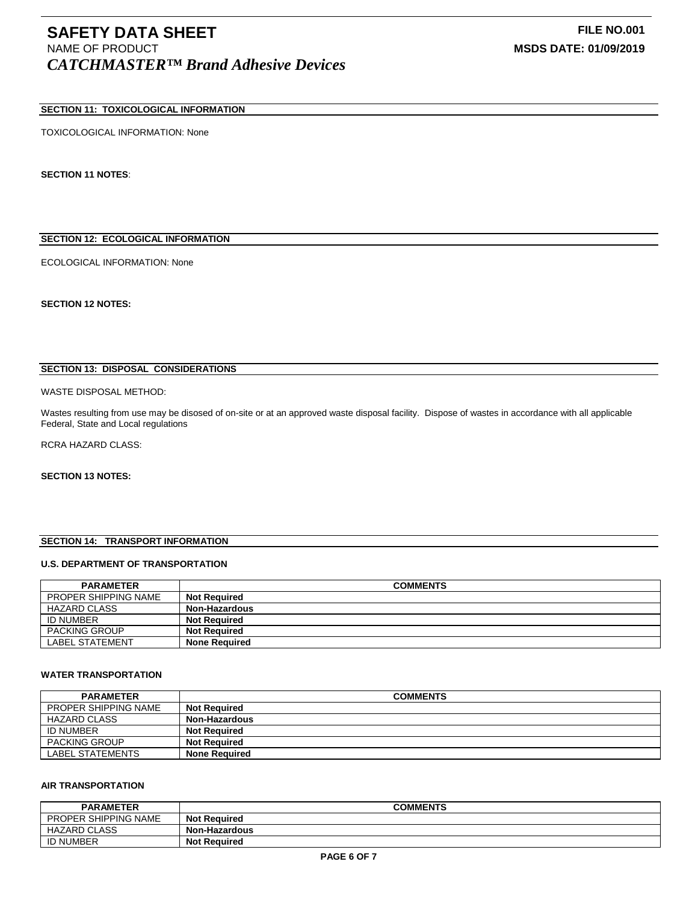## SECTION 11: TOXICOLOGICAL INFORMATION

TOXICOLOGICAL INFORMATION: None

**SECTION 11 NOTES**:

## SECTION 12: ECOLOGICAL INFORMATION

ECOLOGICAL INFORMATION: None

**SECTION 12 NOTES:**

## SECTION 13: DISPOSAL CONSIDERATIONS

WASTE DISPOSAL METHOD:

Wastes resulting from use may be disosed of on-site or at an approved waste disposal facility. Dispose of wastes in accordance with all applicable Federal, State and Local regulations

RCRA HAZARD CLASS:

**SECTION 13 NOTES:**

## SECTION 14: TRANSPORT INFORMATION

### U.S. DEPARTMENT OF TRANSPORTATION

| PARAMETER | COMMENTS |
|---|---|
| PROPER SHIPPING NAME | **Not Required** |
| HAZARD CLASS | **Non-Hazardous** |
| ID NUMBER | **Not Required** |
| PACKING GROUP | **Not Required** |
| LABEL STATEMENT | **None Required** |

### WATER TRANSPORTATION

| PARAMETER | COMMENTS |
|---|---|
| PROPER SHIPPING NAME | **Not Required** |
| HAZARD CLASS | **Non-Hazardous** |
| ID NUMBER | **Not Required** |
| PACKING GROUP | **Not Required** |
| LABEL STATEMENTS | **None Required** |

### AIR TRANSPORTATION

| PARAMETER | COMMENTS |
|---|---|
| PROPER SHIPPING NAME | **Not Required** |
| HAZARD CLASS | **Non-Hazardous** |
| ID NUMBER | **Not Required** |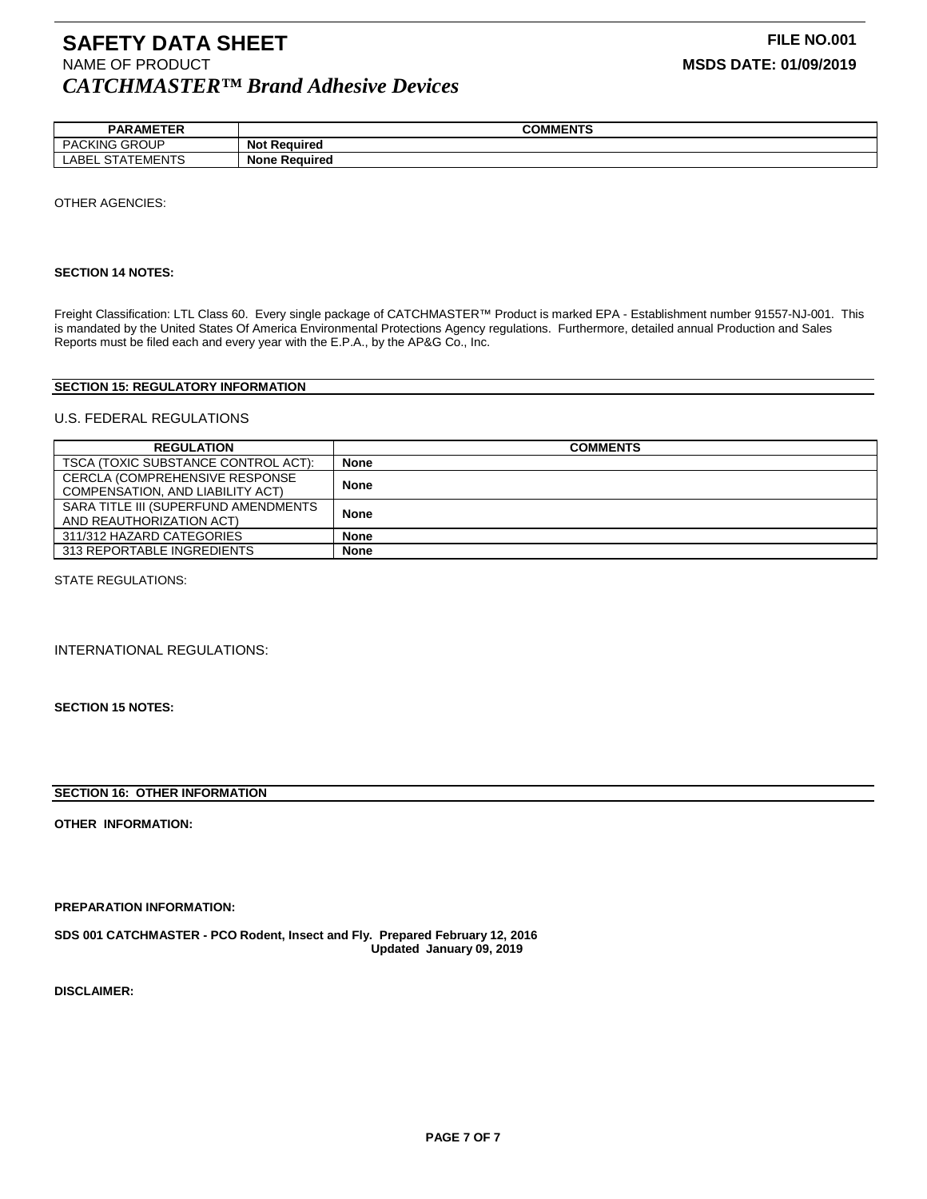| PARAMETER | COMMENTS |
|---|---|
| PACKING GROUP | **Not Required** |
| LABEL STATEMENTS | **None Required** |

OTHER AGENCIES:

**SECTION 14 NOTES:**

Freight Classification: LTL Class 60. Every single package of CATCHMASTER™ Product is marked EPA - Establishment number 91557-NJ-001. This is mandated by the United States Of America Environmental Protections Agency regulations. Furthermore, detailed annual Production and Sales Reports must be filed each and every year with the E.P.A., by the AP&G Co., Inc.

## SECTION 15: REGULATORY INFORMATION

U.S. FEDERAL REGULATIONS

| REGULATION | COMMENTS |
|---|---|
| TSCA (TOXIC SUBSTANCE CONTROL ACT): | **None** |
| CERCLA (COMPREHENSIVE RESPONSE COMPENSATION, AND LIABILITY ACT) | **None** |
| SARA TITLE III (SUPERFUND AMENDMENTS AND REAUTHORIZATION ACT) | **None** |
| 311/312 HAZARD CATEGORIES | **None** |
| 313 REPORTABLE INGREDIENTS | **None** |

STATE REGULATIONS:

INTERNATIONAL REGULATIONS:

**SECTION 15 NOTES:**

## SECTION 16: OTHER INFORMATION

**OTHER INFORMATION:**

**PREPARATION INFORMATION:**

**SDS 001 CATCHMASTER - PCO Rodent, Insect and Fly. Prepared February 12, 2016**
**Updated January 09, 2019**

**DISCLAIMER:**